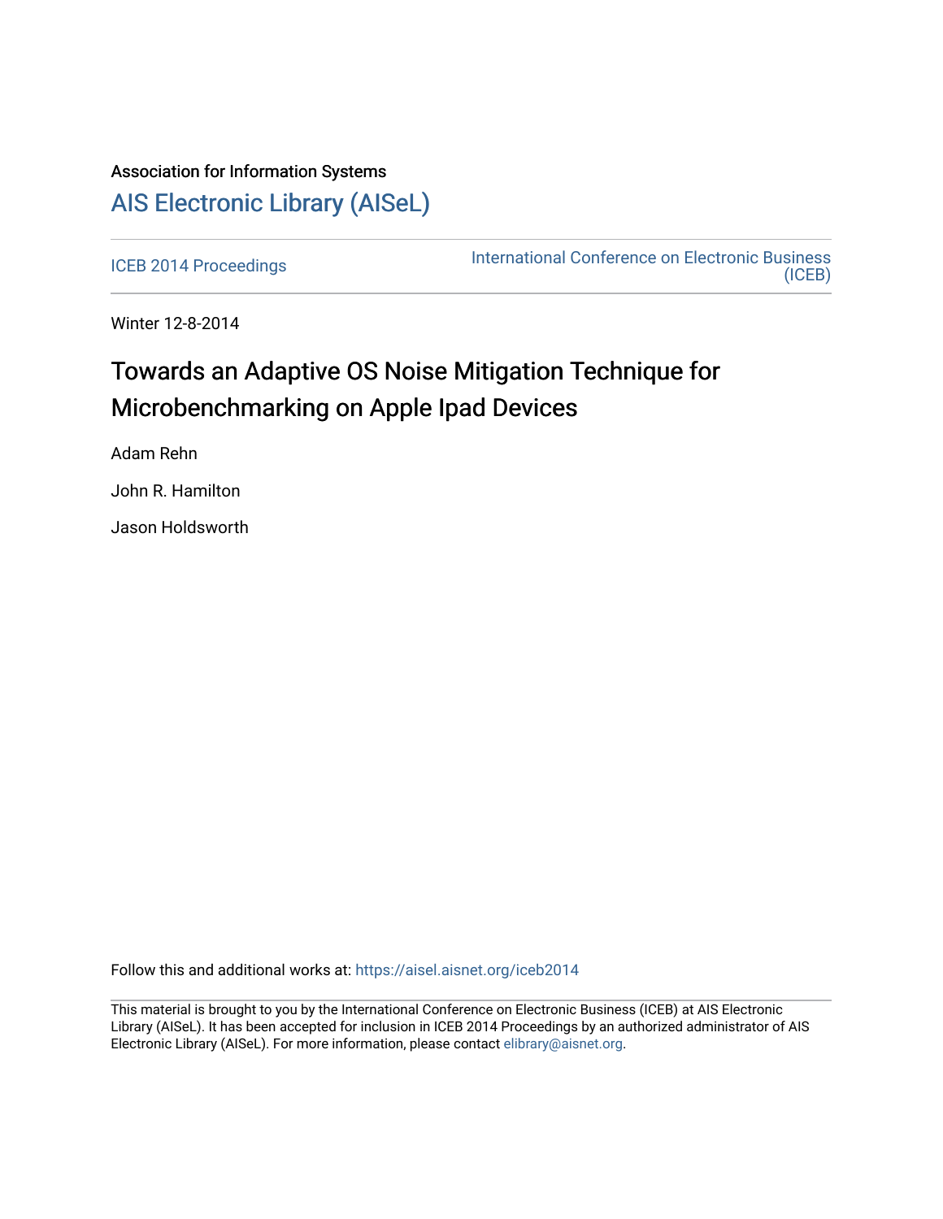Association for Information Systems

# AIS Electronic Library (AISeL)

ICEB 2014 Proceedings

International Conference on Electronic Business (ICEB)

Winter 12-8-2014

## Towards an Adaptive OS Noise Mitigation Technique for Microbenchmarking on Apple Ipad Devices

Adam Rehn

John R. Hamilton

Jason Holdsworth

Follow this and additional works at: https://aisel.aisnet.org/iceb2014

This material is brought to you by the International Conference on Electronic Business (ICEB) at AIS Electronic Library (AISeL). It has been accepted for inclusion in ICEB 2014 Proceedings by an authorized administrator of AIS Electronic Library (AISeL). For more information, please contact elibrary@aisnet.org.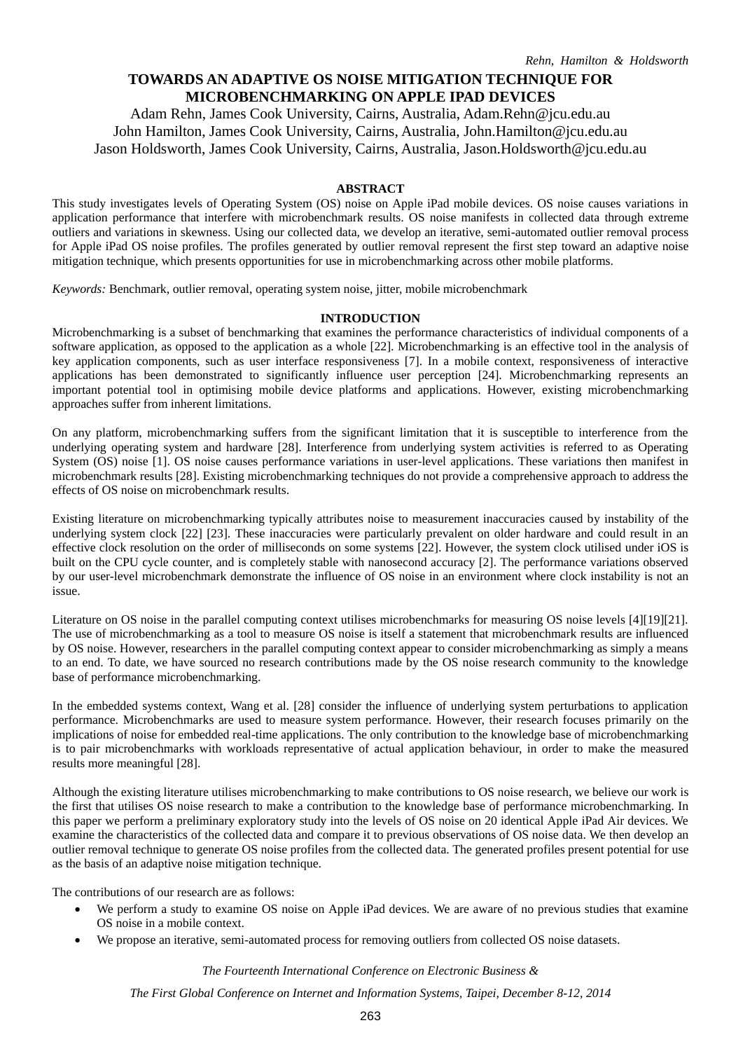# TOWARDS AN ADAPTIVE OS NOISE MITIGATION TECHNIQUE FOR MICROBENCHMARKING ON APPLE IPAD DEVICES

Adam Rehn, James Cook University, Cairns, Australia, Adam.Rehn@jcu.edu.au
John Hamilton, James Cook University, Cairns, Australia, John.Hamilton@jcu.edu.au
Jason Holdsworth, James Cook University, Cairns, Australia, Jason.Holdsworth@jcu.edu.au

## ABSTRACT

This study investigates levels of Operating System (OS) noise on Apple iPad mobile devices. OS noise causes variations in application performance that interfere with microbenchmark results. OS noise manifests in collected data through extreme outliers and variations in skewness. Using our collected data, we develop an iterative, semi-automated outlier removal process for Apple iPad OS noise profiles. The profiles generated by outlier removal represent the first step toward an adaptive noise mitigation technique, which presents opportunities for use in microbenchmarking across other mobile platforms.

*Keywords:* Benchmark, outlier removal, operating system noise, jitter, mobile microbenchmark

## INTRODUCTION

Microbenchmarking is a subset of benchmarking that examines the performance characteristics of individual components of a software application, as opposed to the application as a whole [22]. Microbenchmarking is an effective tool in the analysis of key application components, such as user interface responsiveness [7]. In a mobile context, responsiveness of interactive applications has been demonstrated to significantly influence user perception [24]. Microbenchmarking represents an important potential tool in optimising mobile device platforms and applications. However, existing microbenchmarking approaches suffer from inherent limitations.

On any platform, microbenchmarking suffers from the significant limitation that it is susceptible to interference from the underlying operating system and hardware [28]. Interference from underlying system activities is referred to as Operating System (OS) noise [1]. OS noise causes performance variations in user-level applications. These variations then manifest in microbenchmark results [28]. Existing microbenchmarking techniques do not provide a comprehensive approach to address the effects of OS noise on microbenchmark results.

Existing literature on microbenchmarking typically attributes noise to measurement inaccuracies caused by instability of the underlying system clock [22] [23]. These inaccuracies were particularly prevalent on older hardware and could result in an effective clock resolution on the order of milliseconds on some systems [22]. However, the system clock utilised under iOS is built on the CPU cycle counter, and is completely stable with nanosecond accuracy [2]. The performance variations observed by our user-level microbenchmark demonstrate the influence of OS noise in an environment where clock instability is not an issue.

Literature on OS noise in the parallel computing context utilises microbenchmarks for measuring OS noise levels [4][19][21]. The use of microbenchmarking as a tool to measure OS noise is itself a statement that microbenchmark results are influenced by OS noise. However, researchers in the parallel computing context appear to consider microbenchmarking as simply a means to an end. To date, we have sourced no research contributions made by the OS noise research community to the knowledge base of performance microbenchmarking.

In the embedded systems context, Wang et al. [28] consider the influence of underlying system perturbations to application performance. Microbenchmarks are used to measure system performance. However, their research focuses primarily on the implications of noise for embedded real-time applications. The only contribution to the knowledge base of microbenchmarking is to pair microbenchmarks with workloads representative of actual application behaviour, in order to make the measured results more meaningful [28].

Although the existing literature utilises microbenchmarking to make contributions to OS noise research, we believe our work is the first that utilises OS noise research to make a contribution to the knowledge base of performance microbenchmarking. In this paper we perform a preliminary exploratory study into the levels of OS noise on 20 identical Apple iPad Air devices. We examine the characteristics of the collected data and compare it to previous observations of OS noise data. We then develop an outlier removal technique to generate OS noise profiles from the collected data. The generated profiles present potential for use as the basis of an adaptive noise mitigation technique.

The contributions of our research are as follows:

- We perform a study to examine OS noise on Apple iPad devices. We are aware of no previous studies that examine OS noise in a mobile context.
- We propose an iterative, semi-automated process for removing outliers from collected OS noise datasets.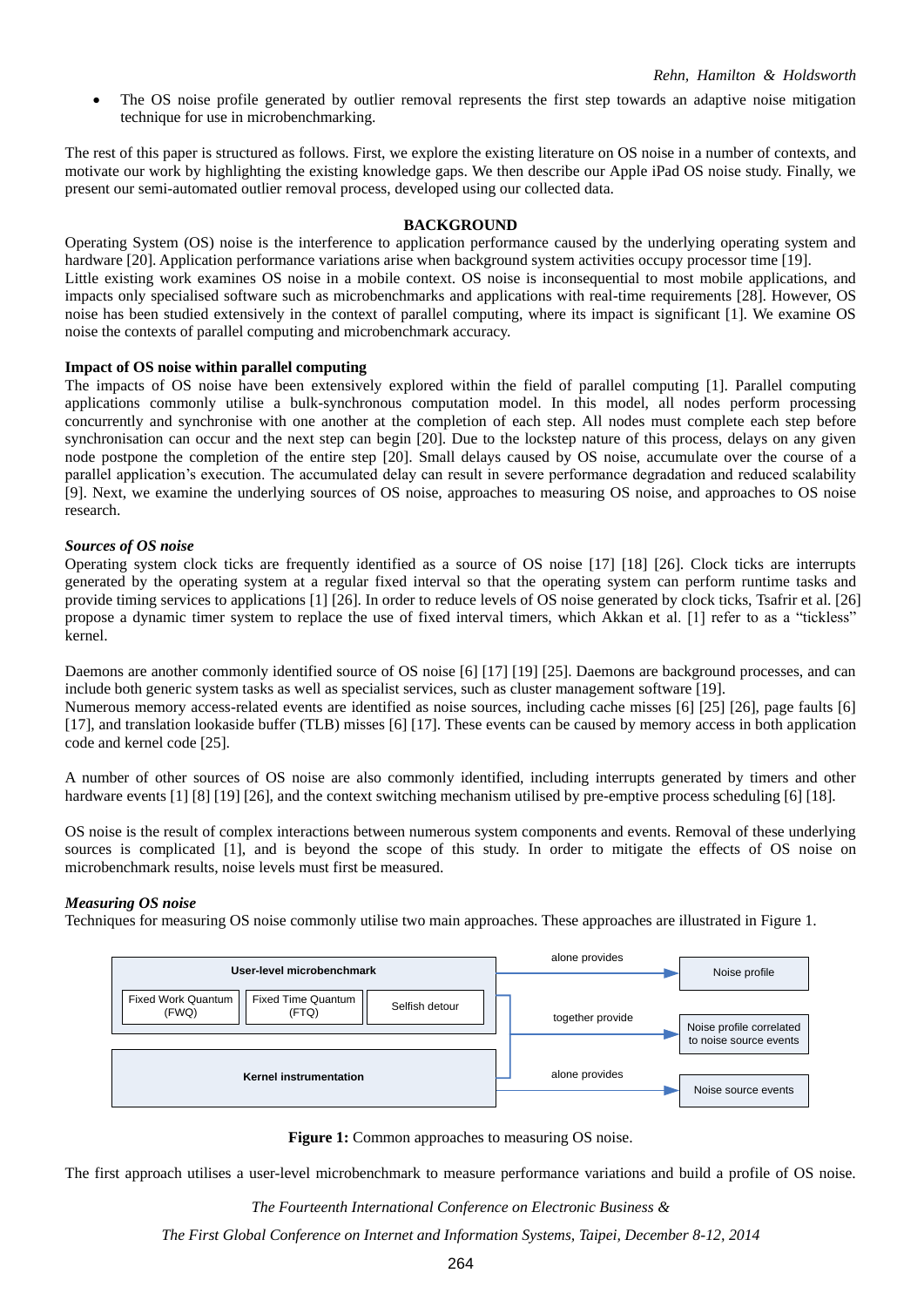- The OS noise profile generated by outlier removal represents the first step towards an adaptive noise mitigation technique for use in microbenchmarking.

The rest of this paper is structured as follows. First, we explore the existing literature on OS noise in a number of contexts, and motivate our work by highlighting the existing knowledge gaps. We then describe our Apple iPad OS noise study. Finally, we present our semi-automated outlier removal process, developed using our collected data.

## BACKGROUND

Operating System (OS) noise is the interference to application performance caused by the underlying operating system and hardware [20]. Application performance variations arise when background system activities occupy processor time [19].
Little existing work examines OS noise in a mobile context. OS noise is inconsequential to most mobile applications, and impacts only specialised software such as microbenchmarks and applications with real-time requirements [28]. However, OS noise has been studied extensively in the context of parallel computing, where its impact is significant [1]. We examine OS noise the contexts of parallel computing and microbenchmark accuracy.

### Impact of OS noise within parallel computing

The impacts of OS noise have been extensively explored within the field of parallel computing [1]. Parallel computing applications commonly utilise a bulk-synchronous computation model. In this model, all nodes perform processing concurrently and synchronise with one another at the completion of each step. All nodes must complete each step before synchronisation can occur and the next step can begin [20]. Due to the lockstep nature of this process, delays on any given node postpone the completion of the entire step [20]. Small delays caused by OS noise, accumulate over the course of a parallel application's execution. The accumulated delay can result in severe performance degradation and reduced scalability [9]. Next, we examine the underlying sources of OS noise, approaches to measuring OS noise, and approaches to OS noise research.

#### *Sources of OS noise*

Operating system clock ticks are frequently identified as a source of OS noise [17] [18] [26]. Clock ticks are interrupts generated by the operating system at a regular fixed interval so that the operating system can perform runtime tasks and provide timing services to applications [1] [26]. In order to reduce levels of OS noise generated by clock ticks, Tsafrir et al. [26] propose a dynamic timer system to replace the use of fixed interval timers, which Akkan et al. [1] refer to as a "tickless" kernel.

Daemons are another commonly identified source of OS noise [6] [17] [19] [25]. Daemons are background processes, and can include both generic system tasks as well as specialist services, such as cluster management software [19].
Numerous memory access-related events are identified as noise sources, including cache misses [6] [25] [26], page faults [6] [17], and translation lookaside buffer (TLB) misses [6] [17]. These events can be caused by memory access in both application code and kernel code [25].

A number of other sources of OS noise are also commonly identified, including interrupts generated by timers and other hardware events [1] [8] [19] [26], and the context switching mechanism utilised by pre-emptive process scheduling [6] [18].

OS noise is the result of complex interactions between numerous system components and events. Removal of these underlying sources is complicated [1], and is beyond the scope of this study. In order to mitigate the effects of OS noise on microbenchmark results, noise levels must first be measured.

#### *Measuring OS noise*

Techniques for measuring OS noise commonly utilise two main approaches. These approaches are illustrated in Figure 1.

User-level microbenchmark: Fixed Work Quantum (FWQ) | Fixed Time Quantum (FTQ) | Selfish detour — alone provides → Noise profile

User-level microbenchmark + Kernel instrumentation — together provide → Noise profile correlated to noise source events

Kernel instrumentation — alone provides → Noise source events

**Figure 1:** Common approaches to measuring OS noise.

The first approach utilises a user-level microbenchmark to measure performance variations and build a profile of OS noise.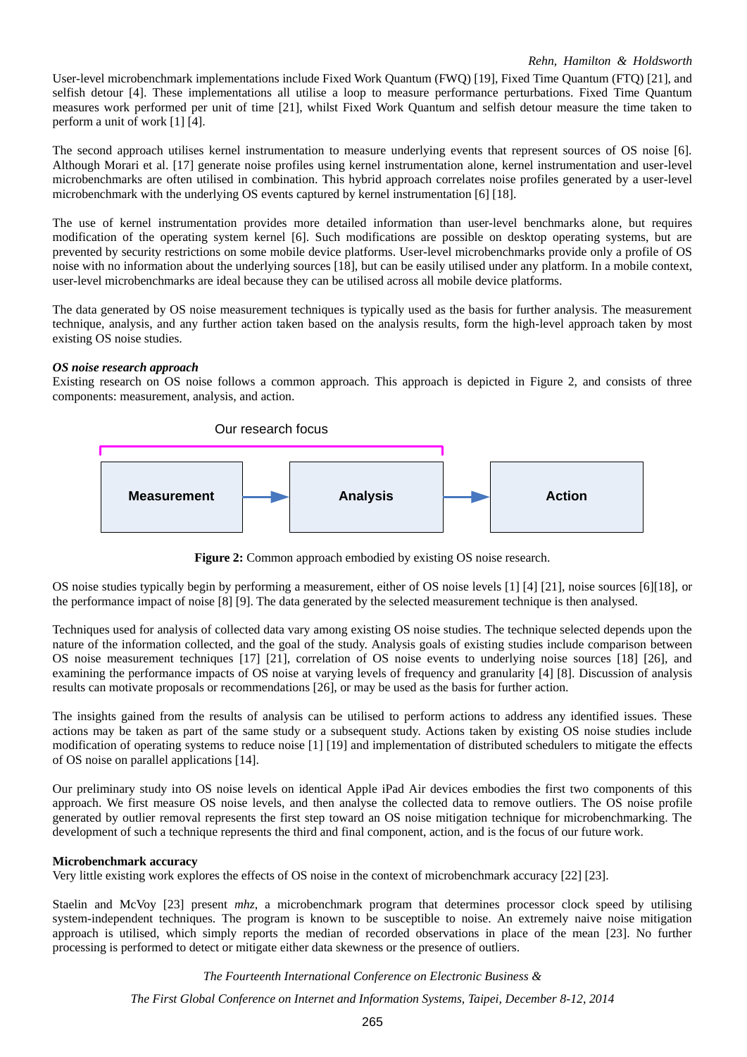User-level microbenchmark implementations include Fixed Work Quantum (FWQ) [19], Fixed Time Quantum (FTQ) [21], and selfish detour [4]. These implementations all utilise a loop to measure performance perturbations. Fixed Time Quantum measures work performed per unit of time [21], whilst Fixed Work Quantum and selfish detour measure the time taken to perform a unit of work [1] [4].

The second approach utilises kernel instrumentation to measure underlying events that represent sources of OS noise [6]. Although Morari et al. [17] generate noise profiles using kernel instrumentation alone, kernel instrumentation and user-level microbenchmarks are often utilised in combination. This hybrid approach correlates noise profiles generated by a user-level microbenchmark with the underlying OS events captured by kernel instrumentation [6] [18].

The use of kernel instrumentation provides more detailed information than user-level benchmarks alone, but requires modification of the operating system kernel [6]. Such modifications are possible on desktop operating systems, but are prevented by security restrictions on some mobile device platforms. User-level microbenchmarks provide only a profile of OS noise with no information about the underlying sources [18], but can be easily utilised under any platform. In a mobile context, user-level microbenchmarks are ideal because they can be utilised across all mobile device platforms.

The data generated by OS noise measurement techniques is typically used as the basis for further analysis. The measurement technique, analysis, and any further action taken based on the analysis results, form the high-level approach taken by most existing OS noise studies.

***OS noise research approach***

Existing research on OS noise follows a common approach. This approach is depicted in Figure 2, and consists of three components: measurement, analysis, and action.

Our research focus

**Measurement** → **Analysis** → **Action**

**Figure 2:** Common approach embodied by existing OS noise research.

OS noise studies typically begin by performing a measurement, either of OS noise levels [1] [4] [21], noise sources [6][18], or the performance impact of noise [8] [9]. The data generated by the selected measurement technique is then analysed.

Techniques used for analysis of collected data vary among existing OS noise studies. The technique selected depends upon the nature of the information collected, and the goal of the study. Analysis goals of existing studies include comparison between OS noise measurement techniques [17] [21], correlation of OS noise events to underlying noise sources [18] [26], and examining the performance impacts of OS noise at varying levels of frequency and granularity [4] [8]. Discussion of analysis results can motivate proposals or recommendations [26], or may be used as the basis for further action.

The insights gained from the results of analysis can be utilised to perform actions to address any identified issues. These actions may be taken as part of the same study or a subsequent study. Actions taken by existing OS noise studies include modification of operating systems to reduce noise [1] [19] and implementation of distributed schedulers to mitigate the effects of OS noise on parallel applications [14].

Our preliminary study into OS noise levels on identical Apple iPad Air devices embodies the first two components of this approach. We first measure OS noise levels, and then analyse the collected data to remove outliers. The OS noise profile generated by outlier removal represents the first step toward an OS noise mitigation technique for microbenchmarking. The development of such a technique represents the third and final component, action, and is the focus of our future work.

**Microbenchmark accuracy**

Very little existing work explores the effects of OS noise in the context of microbenchmark accuracy [22] [23].

Staelin and McVoy [23] present *mhz*, a microbenchmark program that determines processor clock speed by utilising system-independent techniques. The program is known to be susceptible to noise. An extremely naive noise mitigation approach is utilised, which simply reports the median of recorded observations in place of the mean [23]. No further processing is performed to detect or mitigate either data skewness or the presence of outliers.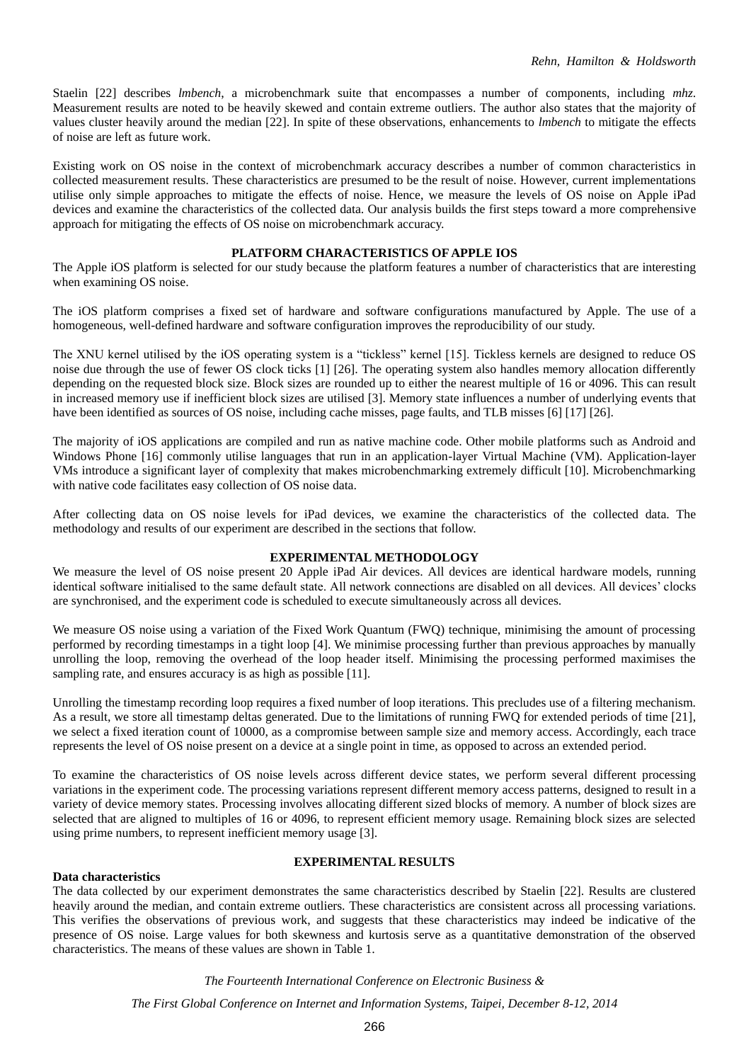Staelin [22] describes *lmbench*, a microbenchmark suite that encompasses a number of components, including *mhz*. Measurement results are noted to be heavily skewed and contain extreme outliers. The author also states that the majority of values cluster heavily around the median [22]. In spite of these observations, enhancements to *lmbench* to mitigate the effects of noise are left as future work.

Existing work on OS noise in the context of microbenchmark accuracy describes a number of common characteristics in collected measurement results. These characteristics are presumed to be the result of noise. However, current implementations utilise only simple approaches to mitigate the effects of noise. Hence, we measure the levels of OS noise on Apple iPad devices and examine the characteristics of the collected data. Our analysis builds the first steps toward a more comprehensive approach for mitigating the effects of OS noise on microbenchmark accuracy.

## PLATFORM CHARACTERISTICS OF APPLE IOS

The Apple iOS platform is selected for our study because the platform features a number of characteristics that are interesting when examining OS noise.

The iOS platform comprises a fixed set of hardware and software configurations manufactured by Apple. The use of a homogeneous, well-defined hardware and software configuration improves the reproducibility of our study.

The XNU kernel utilised by the iOS operating system is a "tickless" kernel [15]. Tickless kernels are designed to reduce OS noise due through the use of fewer OS clock ticks [1] [26]. The operating system also handles memory allocation differently depending on the requested block size. Block sizes are rounded up to either the nearest multiple of 16 or 4096. This can result in increased memory use if inefficient block sizes are utilised [3]. Memory state influences a number of underlying events that have been identified as sources of OS noise, including cache misses, page faults, and TLB misses [6] [17] [26].

The majority of iOS applications are compiled and run as native machine code. Other mobile platforms such as Android and Windows Phone [16] commonly utilise languages that run in an application-layer Virtual Machine (VM). Application-layer VMs introduce a significant layer of complexity that makes microbenchmarking extremely difficult [10]. Microbenchmarking with native code facilitates easy collection of OS noise data.

After collecting data on OS noise levels for iPad devices, we examine the characteristics of the collected data. The methodology and results of our experiment are described in the sections that follow.

## EXPERIMENTAL METHODOLOGY

We measure the level of OS noise present 20 Apple iPad Air devices. All devices are identical hardware models, running identical software initialised to the same default state. All network connections are disabled on all devices. All devices' clocks are synchronised, and the experiment code is scheduled to execute simultaneously across all devices.

We measure OS noise using a variation of the Fixed Work Quantum (FWQ) technique, minimising the amount of processing performed by recording timestamps in a tight loop [4]. We minimise processing further than previous approaches by manually unrolling the loop, removing the overhead of the loop header itself. Minimising the processing performed maximises the sampling rate, and ensures accuracy is as high as possible [11].

Unrolling the timestamp recording loop requires a fixed number of loop iterations. This precludes use of a filtering mechanism. As a result, we store all timestamp deltas generated. Due to the limitations of running FWQ for extended periods of time [21], we select a fixed iteration count of 10000, as a compromise between sample size and memory access. Accordingly, each trace represents the level of OS noise present on a device at a single point in time, as opposed to across an extended period.

To examine the characteristics of OS noise levels across different device states, we perform several different processing variations in the experiment code. The processing variations represent different memory access patterns, designed to result in a variety of device memory states. Processing involves allocating different sized blocks of memory. A number of block sizes are selected that are aligned to multiples of 16 or 4096, to represent efficient memory usage. Remaining block sizes are selected using prime numbers, to represent inefficient memory usage [3].

## EXPERIMENTAL RESULTS

### Data characteristics

The data collected by our experiment demonstrates the same characteristics described by Staelin [22]. Results are clustered heavily around the median, and contain extreme outliers. These characteristics are consistent across all processing variations. This verifies the observations of previous work, and suggests that these characteristics may indeed be indicative of the presence of OS noise. Large values for both skewness and kurtosis serve as a quantitative demonstration of the observed characteristics. The means of these values are shown in Table 1.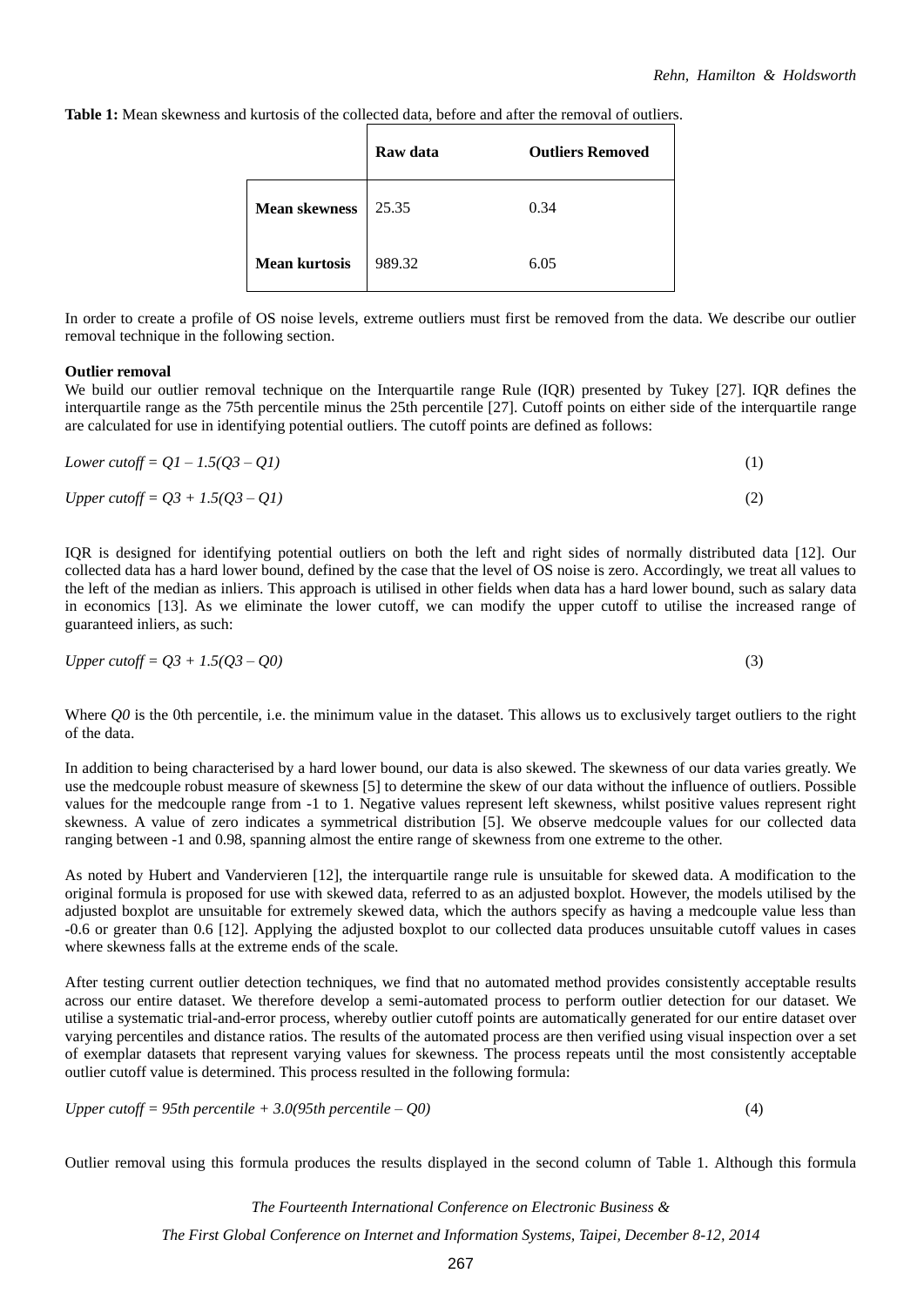**Table 1:** Mean skewness and kurtosis of the collected data, before and after the removal of outliers.

| | Raw data | Outliers Removed |
|---|---|---|
| **Mean skewness** | 25.35 | 0.34 |
| **Mean kurtosis** | 989.32 | 6.05 |

In order to create a profile of OS noise levels, extreme outliers must first be removed from the data. We describe our outlier removal technique in the following section.

**Outlier removal**

We build our outlier removal technique on the Interquartile range Rule (IQR) presented by Tukey [27]. IQR defines the interquartile range as the 75th percentile minus the 25th percentile [27]. Cutoff points on either side of the interquartile range are calculated for use in identifying potential outliers. The cutoff points are defined as follows:

$$\text{Lower cutoff} = Q1 - 1.5(Q3 - Q1) \tag{1}$$

$$\text{Upper cutoff} = Q3 + 1.5(Q3 - Q1) \tag{2}$$

IQR is designed for identifying potential outliers on both the left and right sides of normally distributed data [12]. Our collected data has a hard lower bound, defined by the case that the level of OS noise is zero. Accordingly, we treat all values to the left of the median as inliers. This approach is utilised in other fields when data has a hard lower bound, such as salary data in economics [13]. As we eliminate the lower cutoff, we can modify the upper cutoff to utilise the increased range of guaranteed inliers, as such:

$$\text{Upper cutoff} = Q3 + 1.5(Q3 - Q0) \tag{3}$$

Where $Q0$ is the 0th percentile, i.e. the minimum value in the dataset. This allows us to exclusively target outliers to the right of the data.

In addition to being characterised by a hard lower bound, our data is also skewed. The skewness of our data varies greatly. We use the medcouple robust measure of skewness [5] to determine the skew of our data without the influence of outliers. Possible values for the medcouple range from -1 to 1. Negative values represent left skewness, whilst positive values represent right skewness. A value of zero indicates a symmetrical distribution [5]. We observe medcouple values for our collected data ranging between -1 and 0.98, spanning almost the entire range of skewness from one extreme to the other.

As noted by Hubert and Vandervieren [12], the interquartile range rule is unsuitable for skewed data. A modification to the original formula is proposed for use with skewed data, referred to as an adjusted boxplot. However, the models utilised by the adjusted boxplot are unsuitable for extremely skewed data, which the authors specify as having a medcouple value less than -0.6 or greater than 0.6 [12]. Applying the adjusted boxplot to our collected data produces unsuitable cutoff values in cases where skewness falls at the extreme ends of the scale.

After testing current outlier detection techniques, we find that no automated method provides consistently acceptable results across our entire dataset. We therefore develop a semi-automated process to perform outlier detection for our dataset. We utilise a systematic trial-and-error process, whereby outlier cutoff points are automatically generated for our entire dataset over varying percentiles and distance ratios. The results of the automated process are then verified using visual inspection over a set of exemplar datasets that represent varying values for skewness. The process repeats until the most consistently acceptable outlier cutoff value is determined. This process resulted in the following formula:

$$\text{Upper cutoff} = \text{95th percentile} + 3.0(\text{95th percentile} - Q0) \tag{4}$$

Outlier removal using this formula produces the results displayed in the second column of Table 1. Although this formula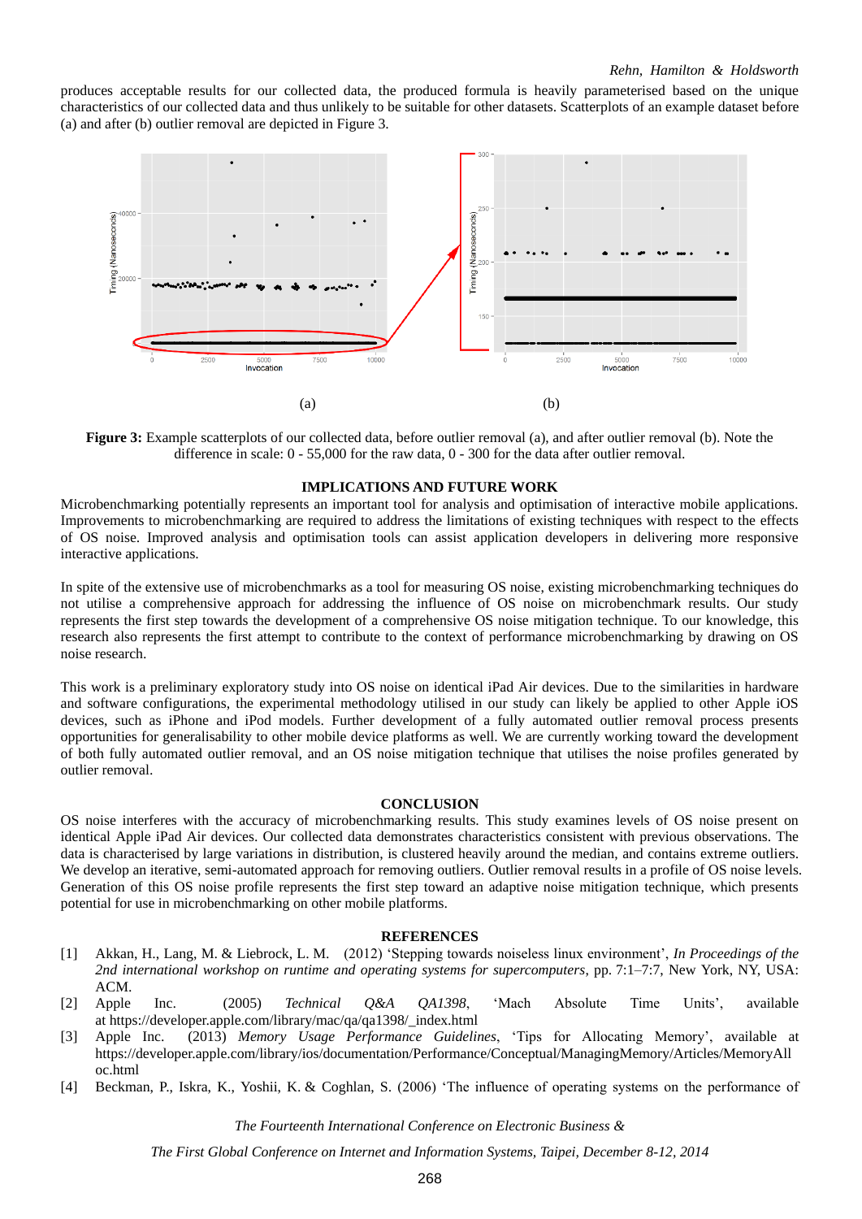produces acceptable results for our collected data, the produced formula is heavily parameterised based on the unique characteristics of our collected data and thus unlikely to be suitable for other datasets. Scatterplots of an example dataset before (a) and after (b) outlier removal are depicted in Figure 3.

(a) (b)

**Figure 3:** Example scatterplots of our collected data, before outlier removal (a), and after outlier removal (b). Note the difference in scale: 0 - 55,000 for the raw data, 0 - 300 for the data after outlier removal.

## IMPLICATIONS AND FUTURE WORK

Microbenchmarking potentially represents an important tool for analysis and optimisation of interactive mobile applications. Improvements to microbenchmarking are required to address the limitations of existing techniques with respect to the effects of OS noise. Improved analysis and optimisation tools can assist application developers in delivering more responsive interactive applications.

In spite of the extensive use of microbenchmarks as a tool for measuring OS noise, existing microbenchmarking techniques do not utilise a comprehensive approach for addressing the influence of OS noise on microbenchmark results. Our study represents the first step towards the development of a comprehensive OS noise mitigation technique. To our knowledge, this research also represents the first attempt to contribute to the context of performance microbenchmarking by drawing on OS noise research.

This work is a preliminary exploratory study into OS noise on identical iPad Air devices. Due to the similarities in hardware and software configurations, the experimental methodology utilised in our study can likely be applied to other Apple iOS devices, such as iPhone and iPod models. Further development of a fully automated outlier removal process presents opportunities for generalisability to other mobile device platforms as well. We are currently working toward the development of both fully automated outlier removal, and an OS noise mitigation technique that utilises the noise profiles generated by outlier removal.

## CONCLUSION

OS noise interferes with the accuracy of microbenchmarking results. This study examines levels of OS noise present on identical Apple iPad Air devices. Our collected data demonstrates characteristics consistent with previous observations. The data is characterised by large variations in distribution, is clustered heavily around the median, and contains extreme outliers. We develop an iterative, semi-automated approach for removing outliers. Outlier removal results in a profile of OS noise levels. Generation of this OS noise profile represents the first step toward an adaptive noise mitigation technique, which presents potential for use in microbenchmarking on other mobile platforms.

## REFERENCES

[1] Akkan, H., Lang, M. & Liebrock, L. M. (2012) 'Stepping towards noiseless linux environment', *In Proceedings of the 2nd international workshop on runtime and operating systems for supercomputers*, pp. 7:1–7:7, New York, NY, USA: ACM.

[2] Apple Inc. (2005) *Technical Q&A QA1398*, 'Mach Absolute Time Units', available at https://developer.apple.com/library/mac/qa/qa1398/_index.html

[3] Apple Inc. (2013) *Memory Usage Performance Guidelines*, 'Tips for Allocating Memory', available at https://developer.apple.com/library/ios/documentation/Performance/Conceptual/ManagingMemory/Articles/MemoryAlloc.html

[4] Beckman, P., Iskra, K., Yoshii, K. & Coghlan, S. (2006) 'The influence of operating systems on the performance of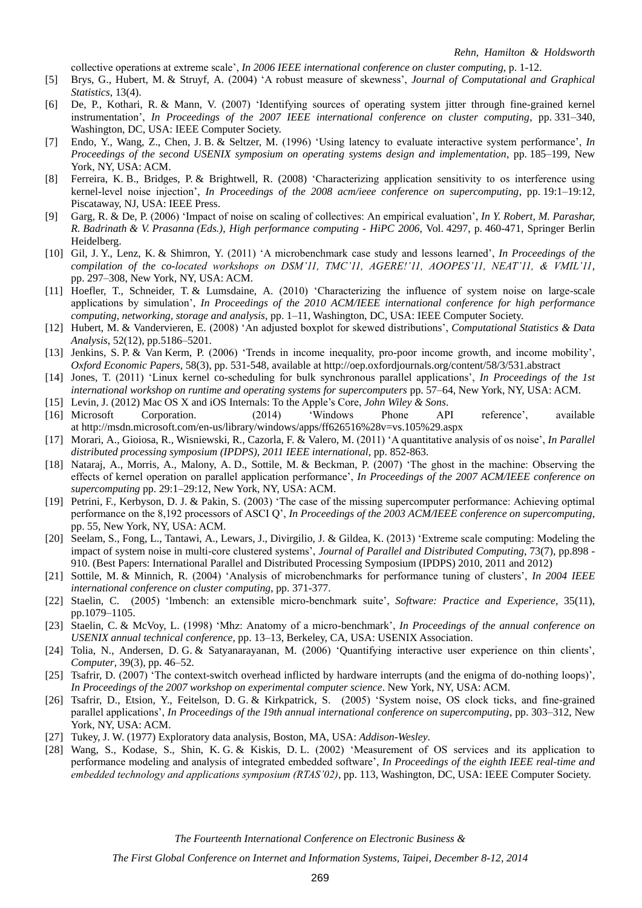collective operations at extreme scale', *In 2006 IEEE international conference on cluster computing*, p. 1-12.

[5] Brys, G., Hubert, M. & Struyf, A. (2004) 'A robust measure of skewness', *Journal of Computational and Graphical Statistics*, 13(4).

[6] De, P., Kothari, R. & Mann, V. (2007) 'Identifying sources of operating system jitter through fine-grained kernel instrumentation', *In Proceedings of the 2007 IEEE international conference on cluster computing*, pp. 331–340, Washington, DC, USA: IEEE Computer Society.

[7] Endo, Y., Wang, Z., Chen, J. B. & Seltzer, M. (1996) 'Using latency to evaluate interactive system performance', *In Proceedings of the second USENIX symposium on operating systems design and implementation*, pp. 185–199, New York, NY, USA: ACM.

[8] Ferreira, K. B., Bridges, P. & Brightwell, R. (2008) 'Characterizing application sensitivity to os interference using kernel-level noise injection', *In Proceedings of the 2008 acm/ieee conference on supercomputing*, pp. 19:1–19:12, Piscataway, NJ, USA: IEEE Press.

[9] Garg, R. & De, P. (2006) 'Impact of noise on scaling of collectives: An empirical evaluation', *In Y. Robert, M. Parashar, R. Badrinath & V. Prasanna (Eds.), High performance computing - HiPC 2006*, Vol. 4297, p. 460-471, Springer Berlin Heidelberg.

[10] Gil, J. Y., Lenz, K. & Shimron, Y. (2011) 'A microbenchmark case study and lessons learned', *In Proceedings of the compilation of the co-located workshops on DSM'11, TMC'11, AGERE!'11, AOOPES'11, NEAT'11, & VMIL'11*, pp. 297–308, New York, NY, USA: ACM.

[11] Hoefler, T., Schneider, T. & Lumsdaine, A. (2010) 'Characterizing the influence of system noise on large-scale applications by simulation', *In Proceedings of the 2010 ACM/IEEE international conference for high performance computing, networking, storage and analysis*, pp. 1–11, Washington, DC, USA: IEEE Computer Society.

[12] Hubert, M. & Vandervieren, E. (2008) 'An adjusted boxplot for skewed distributions', *Computational Statistics & Data Analysis*, 52(12), pp.5186–5201.

[13] Jenkins, S. P. & Van Kerm, P. (2006) 'Trends in income inequality, pro-poor income growth, and income mobility', *Oxford Economic Papers*, 58(3), pp. 531-548, available at http://oep.oxfordjournals.org/content/58/3/531.abstract

[14] Jones, T. (2011) 'Linux kernel co-scheduling for bulk synchronous parallel applications', *In Proceedings of the 1st international workshop on runtime and operating systems for supercomputers* pp. 57–64, New York, NY, USA: ACM.

[15] Levin, J. (2012) Mac OS X and iOS Internals: To the Apple's Core, *John Wiley & Sons*.

[16] Microsoft Corporation. (2014) 'Windows Phone API reference', available at http://msdn.microsoft.com/en-us/library/windows/apps/ff626516%28v=vs.105%29.aspx

[17] Morari, A., Gioiosa, R., Wisniewski, R., Cazorla, F. & Valero, M. (2011) 'A quantitative analysis of os noise', *In Parallel distributed processing symposium (IPDPS), 2011 IEEE international*, pp. 852-863.

[18] Nataraj, A., Morris, A., Malony, A. D., Sottile, M. & Beckman, P. (2007) 'The ghost in the machine: Observing the effects of kernel operation on parallel application performance', *In Proceedings of the 2007 ACM/IEEE conference on supercomputing* pp. 29:1–29:12, New York, NY, USA: ACM.

[19] Petrini, F., Kerbyson, D. J. & Pakin, S. (2003) 'The case of the missing supercomputer performance: Achieving optimal performance on the 8,192 processors of ASCI Q', *In Proceedings of the 2003 ACM/IEEE conference on supercomputing*, pp. 55, New York, NY, USA: ACM.

[20] Seelam, S., Fong, L., Tantawi, A., Lewars, J., Divirgilio, J. & Gildea, K. (2013) 'Extreme scale computing: Modeling the impact of system noise in multi-core clustered systems', *Journal of Parallel and Distributed Computing*, 73(7), pp.898 - 910. (Best Papers: International Parallel and Distributed Processing Symposium (IPDPS) 2010, 2011 and 2012)

[21] Sottile, M. & Minnich, R. (2004) 'Analysis of microbenchmarks for performance tuning of clusters', *In 2004 IEEE international conference on cluster computing*, pp. 371-377.

[22] Staelin, C. (2005) 'lmbench: an extensible micro-benchmark suite', *Software: Practice and Experience*, 35(11), pp.1079–1105.

[23] Staelin, C. & McVoy, L. (1998) 'Mhz: Anatomy of a micro-benchmark', *In Proceedings of the annual conference on USENIX annual technical conference*, pp. 13–13, Berkeley, CA, USA: USENIX Association.

[24] Tolia, N., Andersen, D. G. & Satyanarayanan, M. (2006) 'Quantifying interactive user experience on thin clients', *Computer*, 39(3), pp. 46–52.

[25] Tsafrir, D. (2007) 'The context-switch overhead inflicted by hardware interrupts (and the enigma of do-nothing loops)', *In Proceedings of the 2007 workshop on experimental computer science*. New York, NY, USA: ACM.

[26] Tsafrir, D., Etsion, Y., Feitelson, D. G. & Kirkpatrick, S. (2005) 'System noise, OS clock ticks, and fine-grained parallel applications', *In Proceedings of the 19th annual international conference on supercomputing*, pp. 303–312, New York, NY, USA: ACM.

[27] Tukey, J. W. (1977) Exploratory data analysis, Boston, MA, USA: *Addison-Wesley*.

[28] Wang, S., Kodase, S., Shin, K. G. & Kiskis, D. L. (2002) 'Measurement of OS services and its application to performance modeling and analysis of integrated embedded software', *In Proceedings of the eighth IEEE real-time and embedded technology and applications symposium (RTAS'02)*, pp. 113, Washington, DC, USA: IEEE Computer Society.